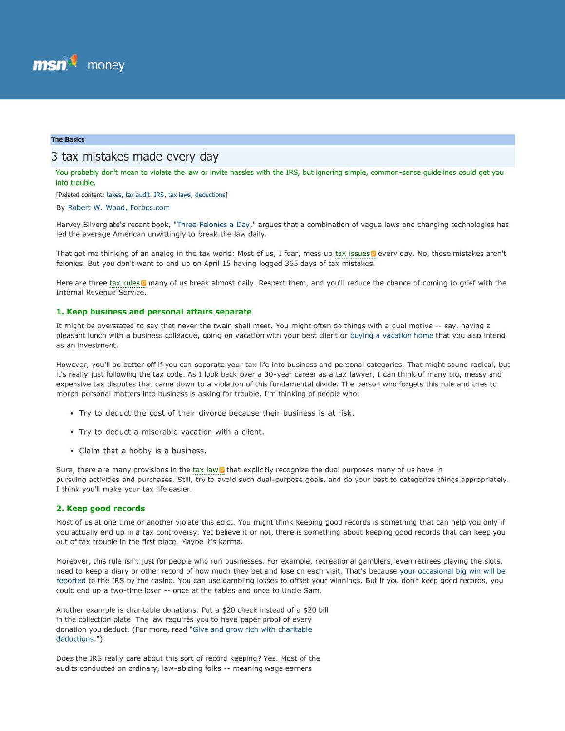msn money

**The Basics**

# 3 tax mistakes made every day

You probably don't mean to violate the law or invite hassles with the IRS, but ignoring simple, common-sense guidelines could get you into trouble.

[Related content: taxes, tax audit, IRS, tax laws, deductions]

By Robert W. Wood, Forbes.com

Harvey Silverglate's recent book, "Three Felonies a Day," argues that a combination of vague laws and changing technologies has led the average American unwittingly to break the law daily.

That got me thinking of an analog in the tax world: Most of us, I fear, mess up tax issues every day. No, these mistakes aren't felonies. But you don't want to end up on April 15 having logged 365 days of tax mistakes.

Here are three tax rules many of us break almost daily. Respect them, and you'll reduce the chance of coming to grief with the Internal Revenue Service.

### 1. Keep business and personal affairs separate

It might be overstated to say that never the twain shall meet. You might often do things with a dual motive -- say, having a pleasant lunch with a business colleague, going on vacation with your best client or buying a vacation home that you also intend as an investment.

However, you'll be better off if you can separate your tax life into business and personal categories. That might sound radical, but it's really just following the tax code. As I look back over a 30-year career as a tax lawyer, I can think of many big, messy and expensive tax disputes that came down to a violation of this fundamental divide. The person who forgets this rule and tries to morph personal matters into business is asking for trouble. I'm thinking of people who:

- Try to deduct the cost of their divorce because their business is at risk.
- Try to deduct a miserable vacation with a client.
- Claim that a hobby is a business.

Sure, there are many provisions in the tax law that explicitly recognize the dual purposes many of us have in pursuing activities and purchases. Still, try to avoid such dual-purpose goals, and do your best to categorize things appropriately. I think you'll make your tax life easier.

### 2. Keep good records

Most of us at one time or another violate this edict. You might think keeping good records is something that can help you only if you actually end up in a tax controversy. Yet believe it or not, there is something about keeping good records that can keep you out of tax trouble in the first place. Maybe it's karma.

Moreover, this rule isn't just for people who run businesses. For example, recreational gamblers, even retirees playing the slots, need to keep a diary or other record of how much they bet and lose on each visit. That's because your occasional big win will be reported to the IRS by the casino. You can use gambling losses to offset your winnings. But if you don't keep good records, you could end up a two-time loser -- once at the tables and once to Uncle Sam.

Another example is charitable donations. Put a $20 check instead of a $20 bill in the collection plate. The law requires you to have paper proof of every donation you deduct. (For more, read "Give and grow rich with charitable deductions.")

Does the IRS really care about this sort of record keeping? Yes. Most of the audits conducted on ordinary, law-abiding folks -- meaning wage earners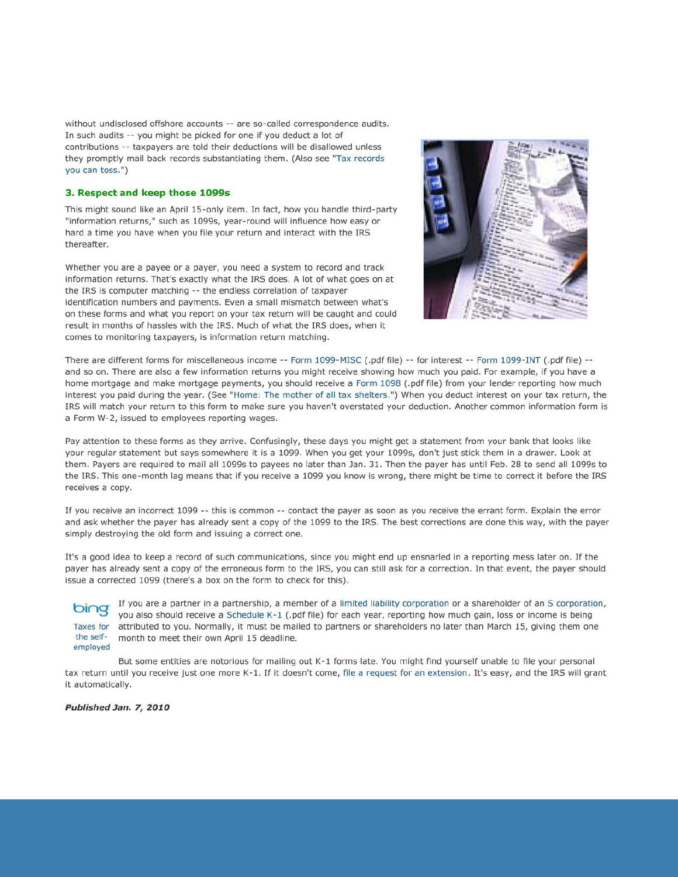without undisclosed offshore accounts -- are so-called correspondence audits. In such audits -- you might be picked for one if you deduct a lot of contributions -- taxpayers are told their deductions will be disallowed unless they promptly mail back records substantiating them. (Also see "Tax records you can toss.")

### 3. Respect and keep those 1099s

This might sound like an April 15-only item. In fact, how you handle third-party "information returns," such as 1099s, year-round will influence how easy or hard a time you have when you file your return and interact with the IRS thereafter.

Whether you are a payee or a payer, you need a system to record and track information returns. That's exactly what the IRS does. A lot of what goes on at the IRS is computer matching -- the endless correlation of taxpayer identification numbers and payments. Even a small mismatch between what's on these forms and what you report on your tax return will be caught and could result in months of hassles with the IRS. Much of what the IRS does, when it comes to monitoring taxpayers, is information return matching.

There are different forms for miscellaneous income -- Form 1099-MISC (.pdf file) -- for interest -- Form 1099-INT (.pdf file) -- and so on. There are also a few information returns you might receive showing how much you paid. For example, if you have a home mortgage and make mortgage payments, you should receive a Form 1098 (.pdf file) from your lender reporting how much interest you paid during the year. (See "Home: The mother of all tax shelters.") When you deduct interest on your tax return, the IRS will match your return to this form to make sure you haven't overstated your deduction. Another common information form is a Form W-2, issued to employees reporting wages.

Pay attention to these forms as they arrive. Confusingly, these days you might get a statement from your bank that looks like your regular statement but says somewhere it is a 1099. When you get your 1099s, don't just stick them in a drawer. Look at them. Payers are required to mail all 1099s to payees no later than Jan. 31. Then the payer has until Feb. 28 to send all 1099s to the IRS. This one-month lag means that if you receive a 1099 you know is wrong, there might be time to correct it before the IRS receives a copy.

If you receive an incorrect 1099 -- this is common -- contact the payer as soon as you receive the errant form. Explain the error and ask whether the payer has already sent a copy of the 1099 to the IRS. The best corrections are done this way, with the payer simply destroying the old form and issuing a correct one.

It's a good idea to keep a record of such communications, since you might end up ensnarled in a reporting mess later on. If the payer has already sent a copy of the erroneous form to the IRS, you can still ask for a correction. In that event, the payer should issue a corrected 1099 (there's a box on the form to check for this).

bing
Taxes for the self-employed

If you are a partner in a partnership, a member of a limited liability corporation or a shareholder of an S corporation, you also should receive a Schedule K-1 (.pdf file) for each year, reporting how much gain, loss or income is being attributed to you. Normally, it must be mailed to partners or shareholders no later than March 15, giving them one month to meet their own April 15 deadline.

But some entities are notorious for mailing out K-1 forms late. You might find yourself unable to file your personal tax return until you receive just one more K-1. If it doesn't come, file a request for an extension. It's easy, and the IRS will grant it automatically.

***Published Jan. 7, 2010***